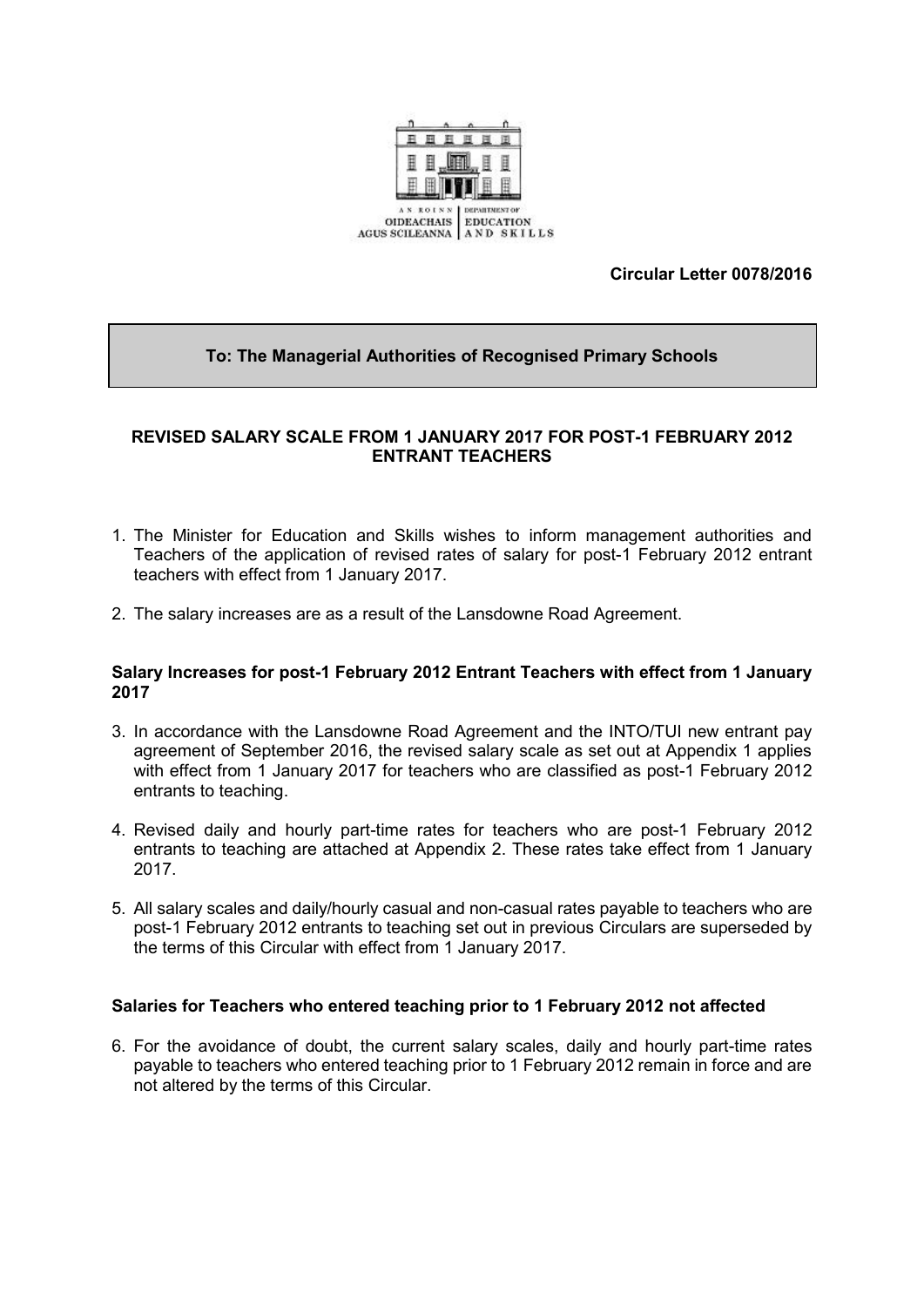AN ROINN OIDEACHAIS AGUS SCILEANNA | DEPARTMENT OF EDUCATION AND SKILLS

**Circular Letter 0078/2016**

**To: The Managerial Authorities of Recognised Primary Schools**

**REVISED SALARY SCALE FROM 1 JANUARY 2017 FOR POST-1 FEBRUARY 2012 ENTRANT TEACHERS**

1. The Minister for Education and Skills wishes to inform management authorities and Teachers of the application of revised rates of salary for post-1 February 2012 entrant teachers with effect from 1 January 2017.

2. The salary increases are as a result of the Lansdowne Road Agreement.

**Salary Increases for post-1 February 2012 Entrant Teachers with effect from 1 January 2017**

3. In accordance with the Lansdowne Road Agreement and the INTO/TUI new entrant pay agreement of September 2016, the revised salary scale as set out at Appendix 1 applies with effect from 1 January 2017 for teachers who are classified as post-1 February 2012 entrants to teaching.

4. Revised daily and hourly part-time rates for teachers who are post-1 February 2012 entrants to teaching are attached at Appendix 2. These rates take effect from 1 January 2017.

5. All salary scales and daily/hourly casual and non-casual rates payable to teachers who are post-1 February 2012 entrants to teaching set out in previous Circulars are superseded by the terms of this Circular with effect from 1 January 2017.

**Salaries for Teachers who entered teaching prior to 1 February 2012 not affected**

6. For the avoidance of doubt, the current salary scales, daily and hourly part-time rates payable to teachers who entered teaching prior to 1 February 2012 remain in force and are not altered by the terms of this Circular.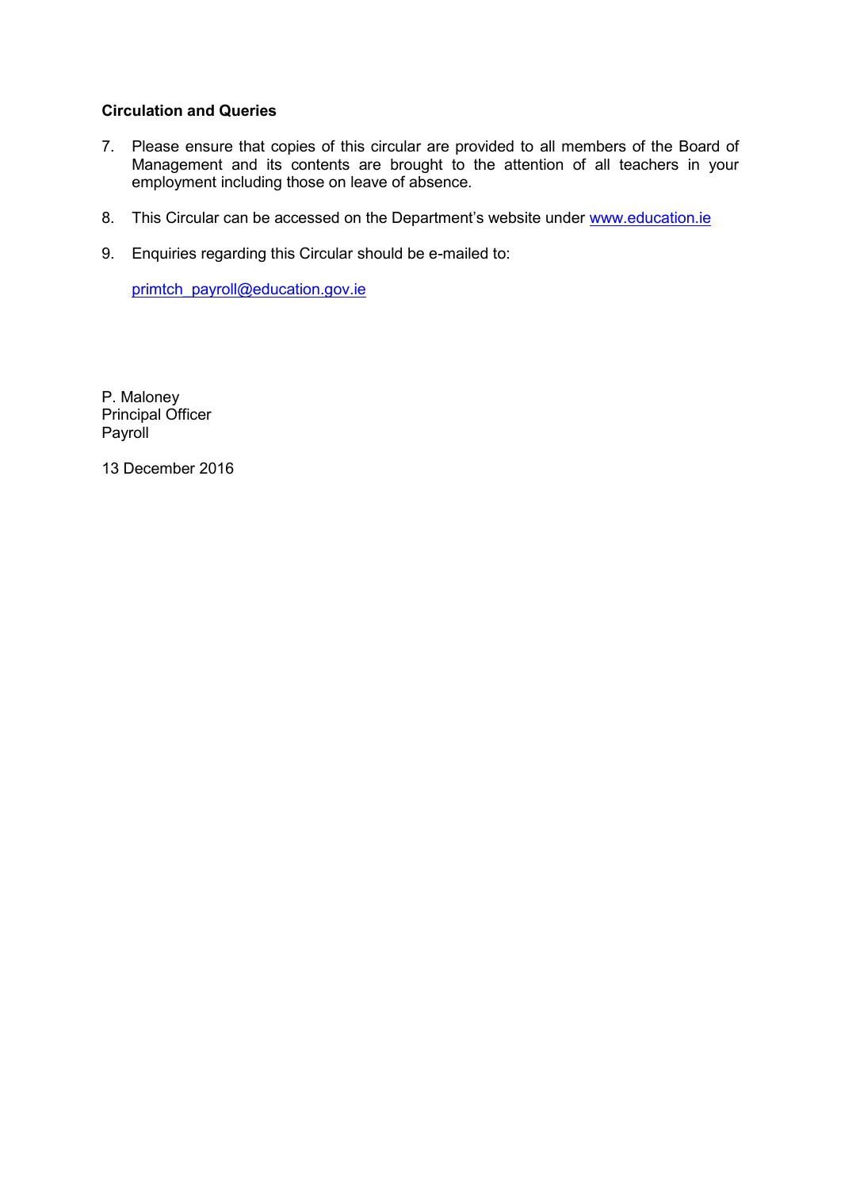**Circulation and Queries**

7. Please ensure that copies of this circular are provided to all members of the Board of Management and its contents are brought to the attention of all teachers in your employment including those on leave of absence.

8. This Circular can be accessed on the Department's website under www.education.ie

9. Enquiries regarding this Circular should be e-mailed to:

   primtch_payroll@education.gov.ie

P. Maloney
Principal Officer
Payroll

13 December 2016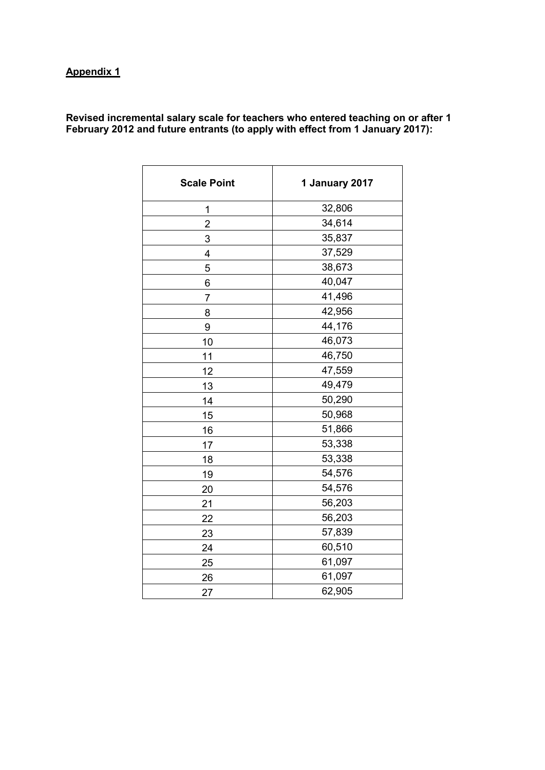**Appendix 1**

**Revised incremental salary scale for teachers who entered teaching on or after 1 February 2012 and future entrants (to apply with effect from 1 January 2017):**

| Scale Point | 1 January 2017 |
|---|---|
| 1 | 32,806 |
| 2 | 34,614 |
| 3 | 35,837 |
| 4 | 37,529 |
| 5 | 38,673 |
| 6 | 40,047 |
| 7 | 41,496 |
| 8 | 42,956 |
| 9 | 44,176 |
| 10 | 46,073 |
| 11 | 46,750 |
| 12 | 47,559 |
| 13 | 49,479 |
| 14 | 50,290 |
| 15 | 50,968 |
| 16 | 51,866 |
| 17 | 53,338 |
| 18 | 53,338 |
| 19 | 54,576 |
| 20 | 54,576 |
| 21 | 56,203 |
| 22 | 56,203 |
| 23 | 57,839 |
| 24 | 60,510 |
| 25 | 61,097 |
| 26 | 61,097 |
| 27 | 62,905 |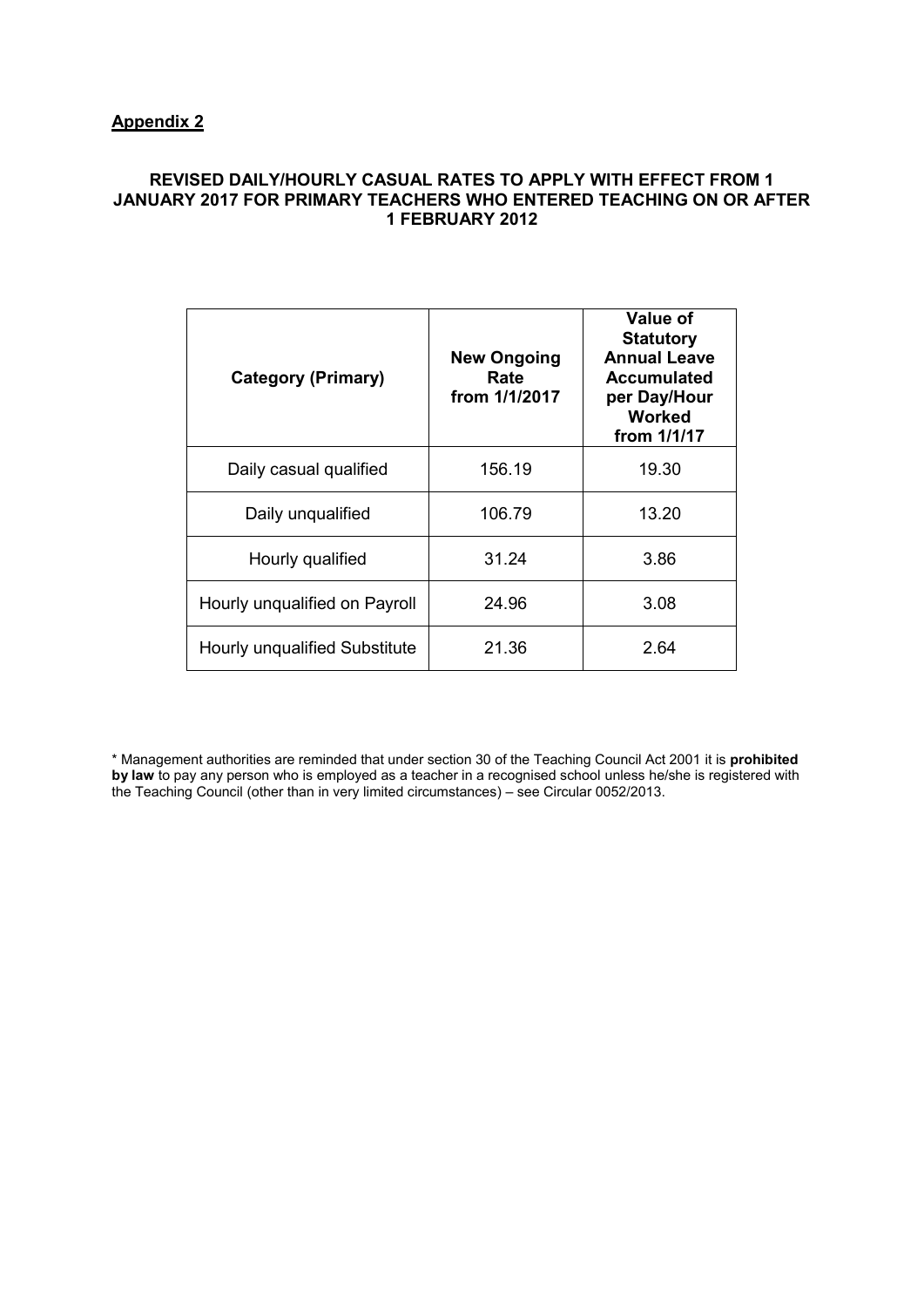**Appendix 2**

## REVISED DAILY/HOURLY CASUAL RATES TO APPLY WITH EFFECT FROM 1 JANUARY 2017 FOR PRIMARY TEACHERS WHO ENTERED TEACHING ON OR AFTER 1 FEBRUARY 2012

| Category (Primary) | New Ongoing Rate from 1/1/2017 | Value of Statutory Annual Leave Accumulated per Day/Hour Worked from 1/1/17 |
|---|---|---|
| Daily casual qualified | 156.19 | 19.30 |
| Daily unqualified | 106.79 | 13.20 |
| Hourly qualified | 31.24 | 3.86 |
| Hourly unqualified on Payroll | 24.96 | 3.08 |
| Hourly unqualified Substitute | 21.36 | 2.64 |

* Management authorities are reminded that under section 30 of the Teaching Council Act 2001 it is **prohibited by law** to pay any person who is employed as a teacher in a recognised school unless he/she is registered with the Teaching Council (other than in very limited circumstances) – see Circular 0052/2013.